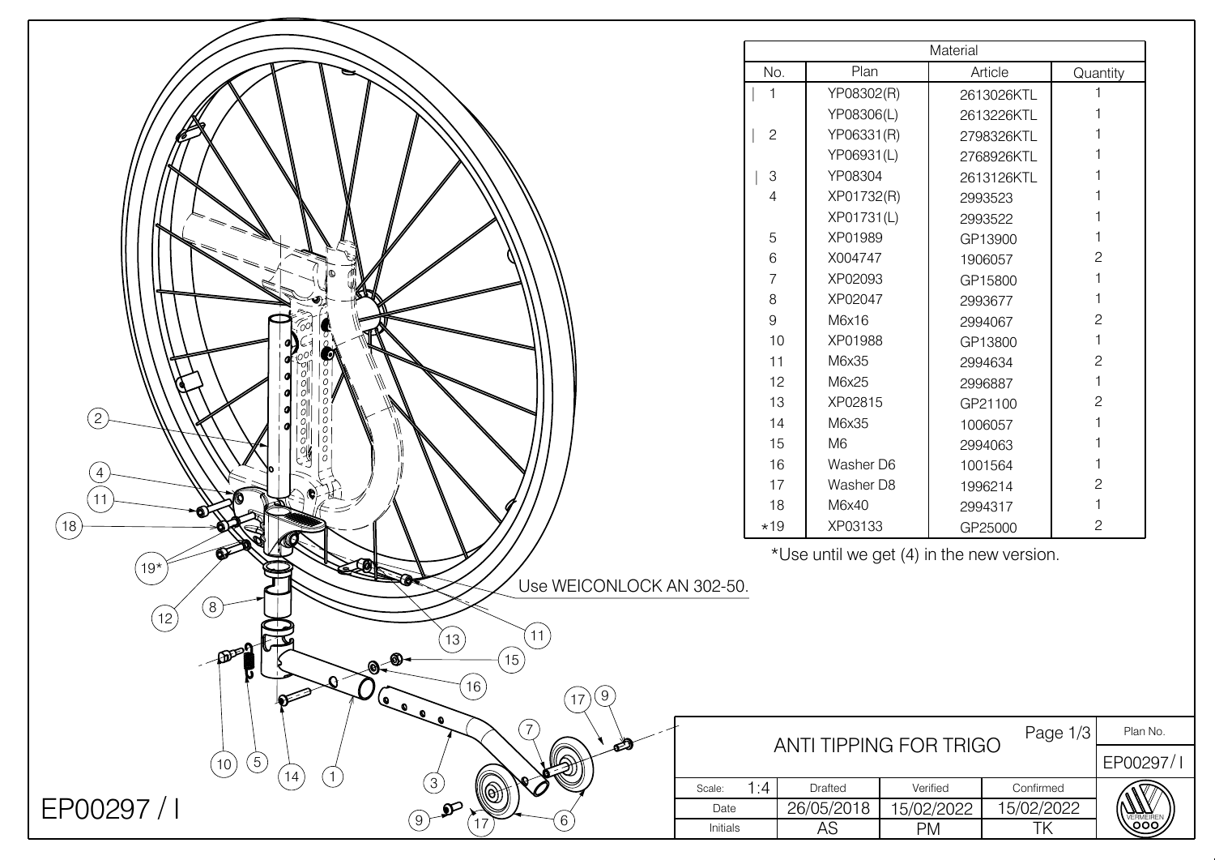| Material | | | |
|---|---|---|---|
| No. | Plan | Article | Quantity |
| 1 | YP08302(R) | 2613026KTL | 1 |
| | YP08306(L) | 2613226KTL | 1 |
| 2 | YP06331(R) | 2798326KTL | 1 |
| | YP06931(L) | 2768926KTL | 1 |
| 3 | YP08304 | 2613126KTL | 1 |
| 4 | XP01732(R) | 2993523 | 1 |
| | XP01731(L) | 2993522 | 1 |
| 5 | XP01989 | GP13900 | 1 |
| 6 | X004747 | 1906057 | 2 |
| 7 | XP02093 | GP15800 | 1 |
| 8 | XP02047 | 2993677 | 1 |
| 9 | M6x16 | 2994067 | 2 |
| 10 | XP01988 | GP13800 | 1 |
| 11 | M6x35 | 2994634 | 2 |
| 12 | M6x25 | 2996887 | 1 |
| 13 | XP02815 | GP21100 | 2 |
| 14 | M6x35 | 1006057 | 1 |
| 15 | M6 | 2994063 | 1 |
| 16 | Washer D6 | 1001564 | 1 |
| 17 | Washer D8 | 1996214 | 2 |
| 18 | M6x40 | 2994317 | 1 |
| *19 | XP03133 | GP25000 | 2 |

*Use until we get (4) in the new version.

Use WEICONLOCK AN 302-50.

2 4 11 18 19* 12 8 13 11 15 16 17 9 7 3 10 5 14 1 9 17 6

EP00297 / I

| ANTI TIPPING FOR TRIGO | | | | Page 1/3 | Plan No. |
|---|---|---|---|---|---|
| | | | | | EP00297/ I |
| Scale: | 1:4 | Drafted | Verified | Confirmed | |
| Date | | 26/05/2018 | 15/02/2022 | 15/02/2022 | |
| Initials | | AS | PM | TK | VERMEIREN |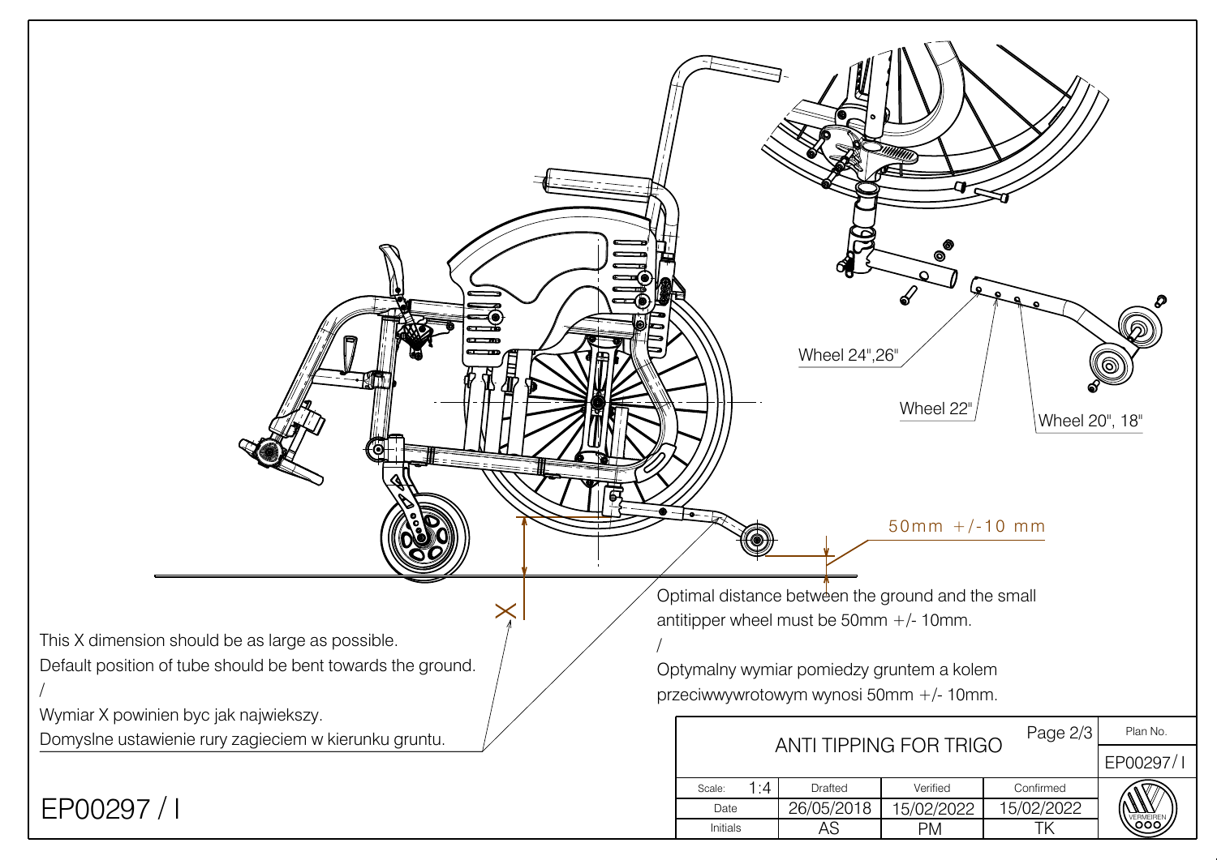Wheel 24",26"

Wheel 22"

Wheel 20", 18"

50mm +/-10 mm

X

This X dimension should be as large as possible.
Default position of tube should be bent towards the ground.
/
Wymiar X powinien byc jak najwiekszy.
Domyslne ustawienie rury zagieciem w kierunku gruntu.

Optimal distance between the ground and the small antitipper wheel must be 50mm +/- 10mm.
/
Optymalny wymiar pomiedzy gruntem a kolem przeciwwywrotowym wynosi 50mm +/- 10mm.

EP00297 / I

| ANTI TIPPING FOR TRIGO | | | Page 2/3 | Plan No. |
|---|---|---|---|---|
| | | | | EP00297/ I |
| Scale: 1:4 | Drafted | Verified | Confirmed | VERMEIREN |
| Date | 26/05/2018 | 15/02/2022 | 15/02/2022 | |
| Initials | AS | PM | TK | |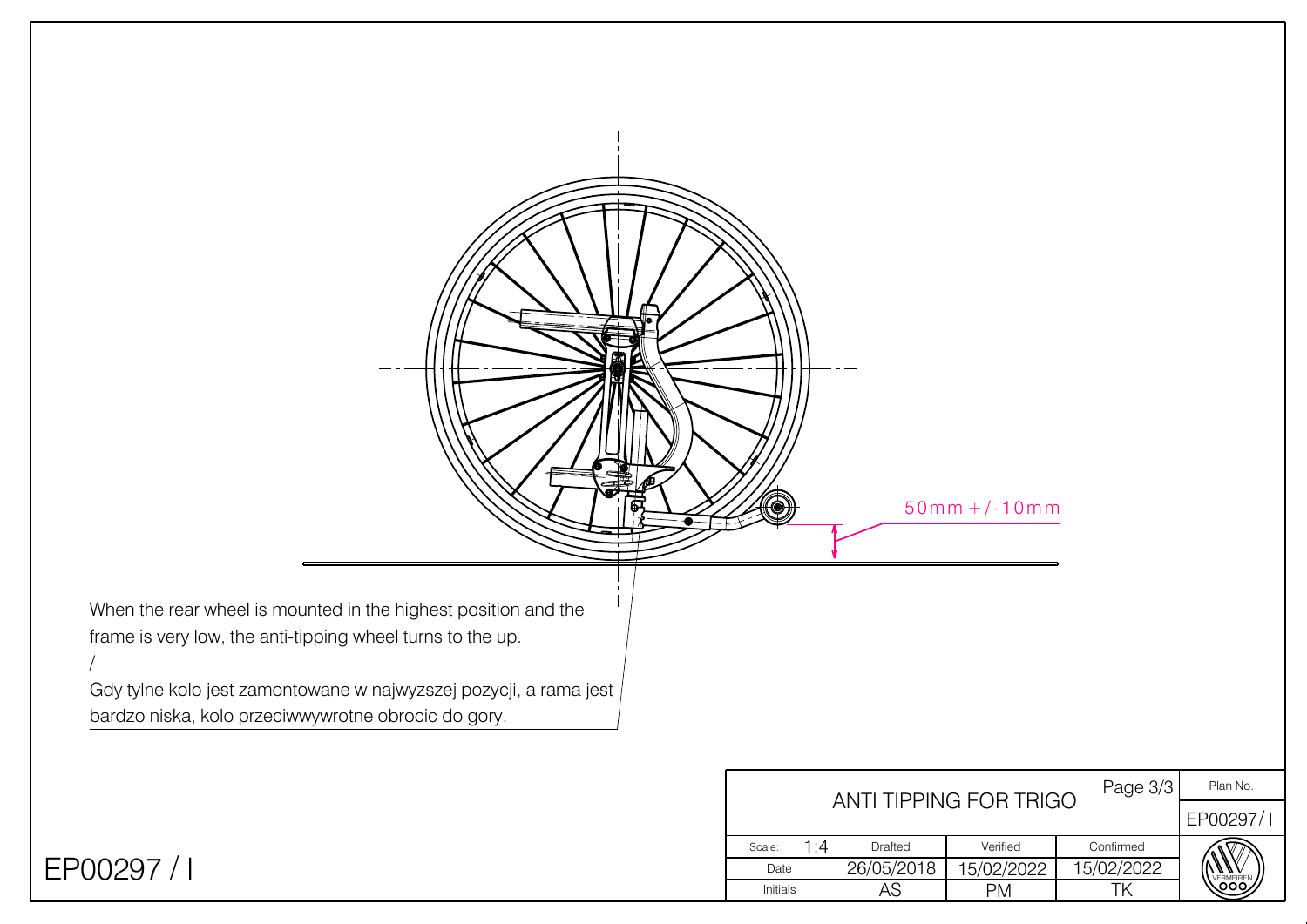50mm +/-10mm

When the rear wheel is mounted in the highest position and the frame is very low, the anti-tipping wheel turns to the up.

/

Gdy tylne kolo jest zamontowane w najwyzszej pozycji, a rama jest bardzo niska, kolo przeciwwywrotne obrocic do gory.

| ANTI TIPPING FOR TRIGO | | | Page 3/3 | Plan No. |
| --- | --- | --- | --- | --- |
| | | | | EP00297/ I |
| Scale: 1:4 | Drafted | Verified | Confirmed | |
| Date | 26/05/2018 | 15/02/2022 | 15/02/2022 | |
| Initials | AS | PM | TK | VERMEIREN |

EP00297 / I